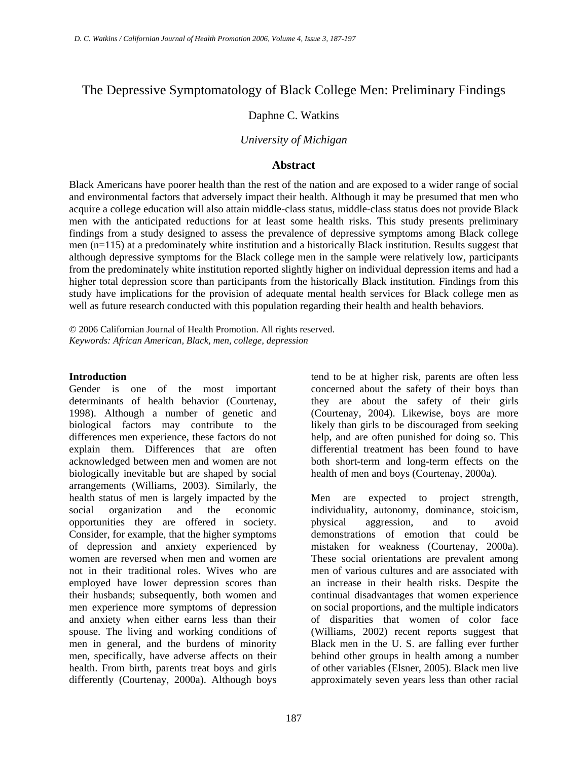# The Depressive Symptomatology of Black College Men: Preliminary Findings

Daphne C. Watkins

*University of Michigan*

## Abstract

Black Americans have poorer health than the rest of the nation and are exposed to a wider range of social and environmental factors that adversely impact their health. Although it may be presumed that men who acquire a college education will also attain middle-class status, middle-class status does not provide Black men with the anticipated reductions for at least some health risks. This study presents preliminary findings from a study designed to assess the prevalence of depressive symptoms among Black college men (n=115) at a predominately white institution and a historically Black institution. Results suggest that although depressive symptoms for the Black college men in the sample were relatively low, participants from the predominately white institution reported slightly higher on individual depression items and had a higher total depression score than participants from the historically Black institution. Findings from this study have implications for the provision of adequate mental health services for Black college men as well as future research conducted with this population regarding their health and health behaviors.

© 2006 Californian Journal of Health Promotion. All rights reserved.
*Keywords: African American, Black, men, college, depression*

### Introduction

Gender is one of the most important determinants of health behavior (Courtenay, 1998). Although a number of genetic and biological factors may contribute to the differences men experience, these factors do not explain them. Differences that are often acknowledged between men and women are not biologically inevitable but are shaped by social arrangements (Williams, 2003). Similarly, the health status of men is largely impacted by the social organization and the economic opportunities they are offered in society. Consider, for example, that the higher symptoms of depression and anxiety experienced by women are reversed when men and women are not in their traditional roles. Wives who are employed have lower depression scores than their husbands; subsequently, both women and men experience more symptoms of depression and anxiety when either earns less than their spouse. The living and working conditions of men in general, and the burdens of minority men, specifically, have adverse affects on their health. From birth, parents treat boys and girls differently (Courtenay, 2000a). Although boys tend to be at higher risk, parents are often less concerned about the safety of their boys than they are about the safety of their girls (Courtenay, 2004). Likewise, boys are more likely than girls to be discouraged from seeking help, and are often punished for doing so. This differential treatment has been found to have both short-term and long-term effects on the health of men and boys (Courtenay, 2000a).

Men are expected to project strength, individuality, autonomy, dominance, stoicism, physical aggression, and to avoid demonstrations of emotion that could be mistaken for weakness (Courtenay, 2000a). These social orientations are prevalent among men of various cultures and are associated with an increase in their health risks. Despite the continual disadvantages that women experience on social proportions, and the multiple indicators of disparities that women of color face (Williams, 2002) recent reports suggest that Black men in the U. S. are falling ever further behind other groups in health among a number of other variables (Elsner, 2005). Black men live approximately seven years less than other racial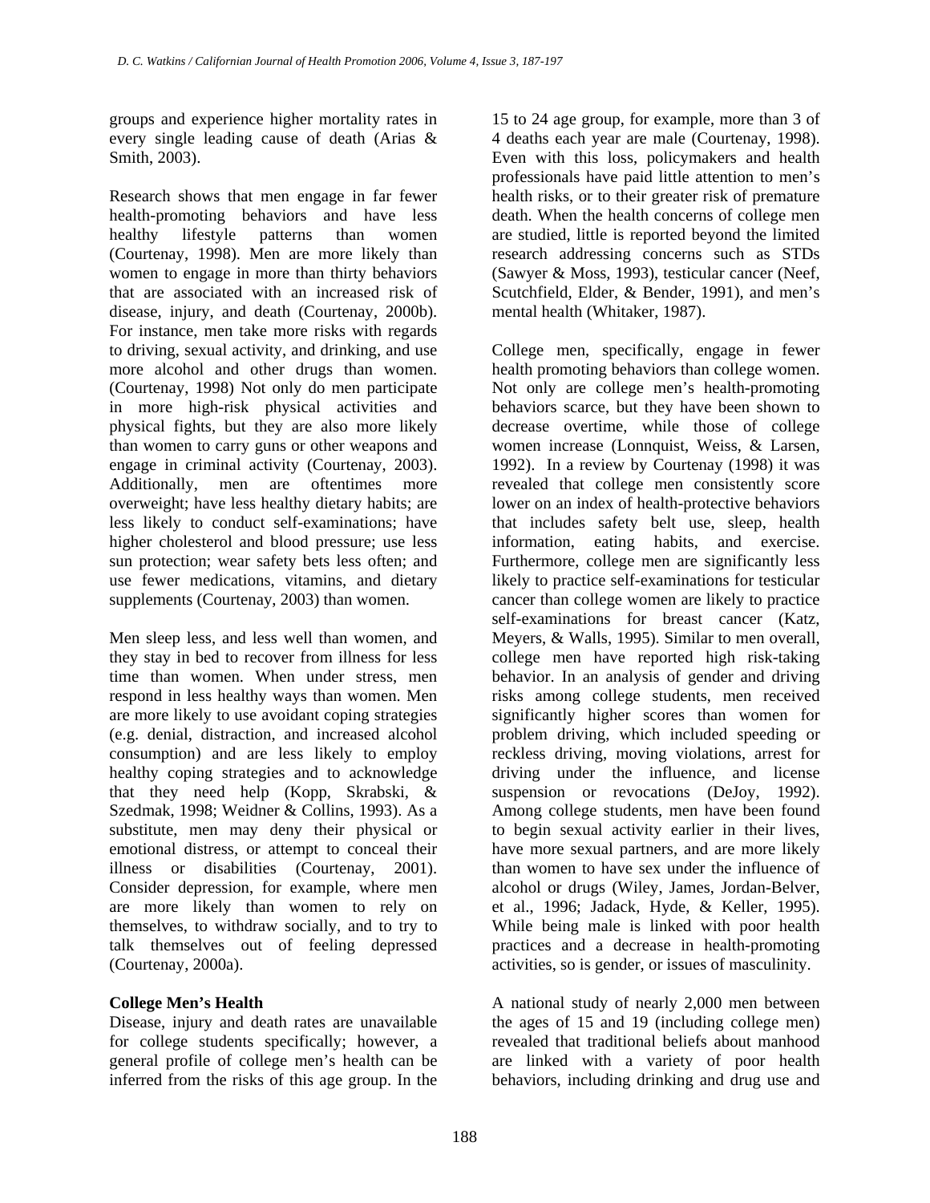groups and experience higher mortality rates in every single leading cause of death (Arias & Smith, 2003).

Research shows that men engage in far fewer health-promoting behaviors and have less healthy lifestyle patterns than women (Courtenay, 1998). Men are more likely than women to engage in more than thirty behaviors that are associated with an increased risk of disease, injury, and death (Courtenay, 2000b). For instance, men take more risks with regards to driving, sexual activity, and drinking, and use more alcohol and other drugs than women. (Courtenay, 1998) Not only do men participate in more high-risk physical activities and physical fights, but they are also more likely than women to carry guns or other weapons and engage in criminal activity (Courtenay, 2003). Additionally, men are oftentimes more overweight; have less healthy dietary habits; are less likely to conduct self-examinations; have higher cholesterol and blood pressure; use less sun protection; wear safety bets less often; and use fewer medications, vitamins, and dietary supplements (Courtenay, 2003) than women.

Men sleep less, and less well than women, and they stay in bed to recover from illness for less time than women. When under stress, men respond in less healthy ways than women. Men are more likely to use avoidant coping strategies (e.g. denial, distraction, and increased alcohol consumption) and are less likely to employ healthy coping strategies and to acknowledge that they need help (Kopp, Skrabski, & Szedmak, 1998; Weidner & Collins, 1993). As a substitute, men may deny their physical or emotional distress, or attempt to conceal their illness or disabilities (Courtenay, 2001). Consider depression, for example, where men are more likely than women to rely on themselves, to withdraw socially, and to try to talk themselves out of feeling depressed (Courtenay, 2000a).

**College Men's Health**

Disease, injury and death rates are unavailable for college students specifically; however, a general profile of college men's health can be inferred from the risks of this age group. In the 15 to 24 age group, for example, more than 3 of 4 deaths each year are male (Courtenay, 1998). Even with this loss, policymakers and health professionals have paid little attention to men's health risks, or to their greater risk of premature death. When the health concerns of college men are studied, little is reported beyond the limited research addressing concerns such as STDs (Sawyer & Moss, 1993), testicular cancer (Neef, Scutchfield, Elder, & Bender, 1991), and men's mental health (Whitaker, 1987).

College men, specifically, engage in fewer health promoting behaviors than college women. Not only are college men's health-promoting behaviors scarce, but they have been shown to decrease overtime, while those of college women increase (Lonnquist, Weiss, & Larsen, 1992). In a review by Courtenay (1998) it was revealed that college men consistently score lower on an index of health-protective behaviors that includes safety belt use, sleep, health information, eating habits, and exercise. Furthermore, college men are significantly less likely to practice self-examinations for testicular cancer than college women are likely to practice self-examinations for breast cancer (Katz, Meyers, & Walls, 1995). Similar to men overall, college men have reported high risk-taking behavior. In an analysis of gender and driving risks among college students, men received significantly higher scores than women for problem driving, which included speeding or reckless driving, moving violations, arrest for driving under the influence, and license suspension or revocations (DeJoy, 1992). Among college students, men have been found to begin sexual activity earlier in their lives, have more sexual partners, and are more likely than women to have sex under the influence of alcohol or drugs (Wiley, James, Jordan-Belver, et al., 1996; Jadack, Hyde, & Keller, 1995). While being male is linked with poor health practices and a decrease in health-promoting activities, so is gender, or issues of masculinity.

A national study of nearly 2,000 men between the ages of 15 and 19 (including college men) revealed that traditional beliefs about manhood are linked with a variety of poor health behaviors, including drinking and drug use and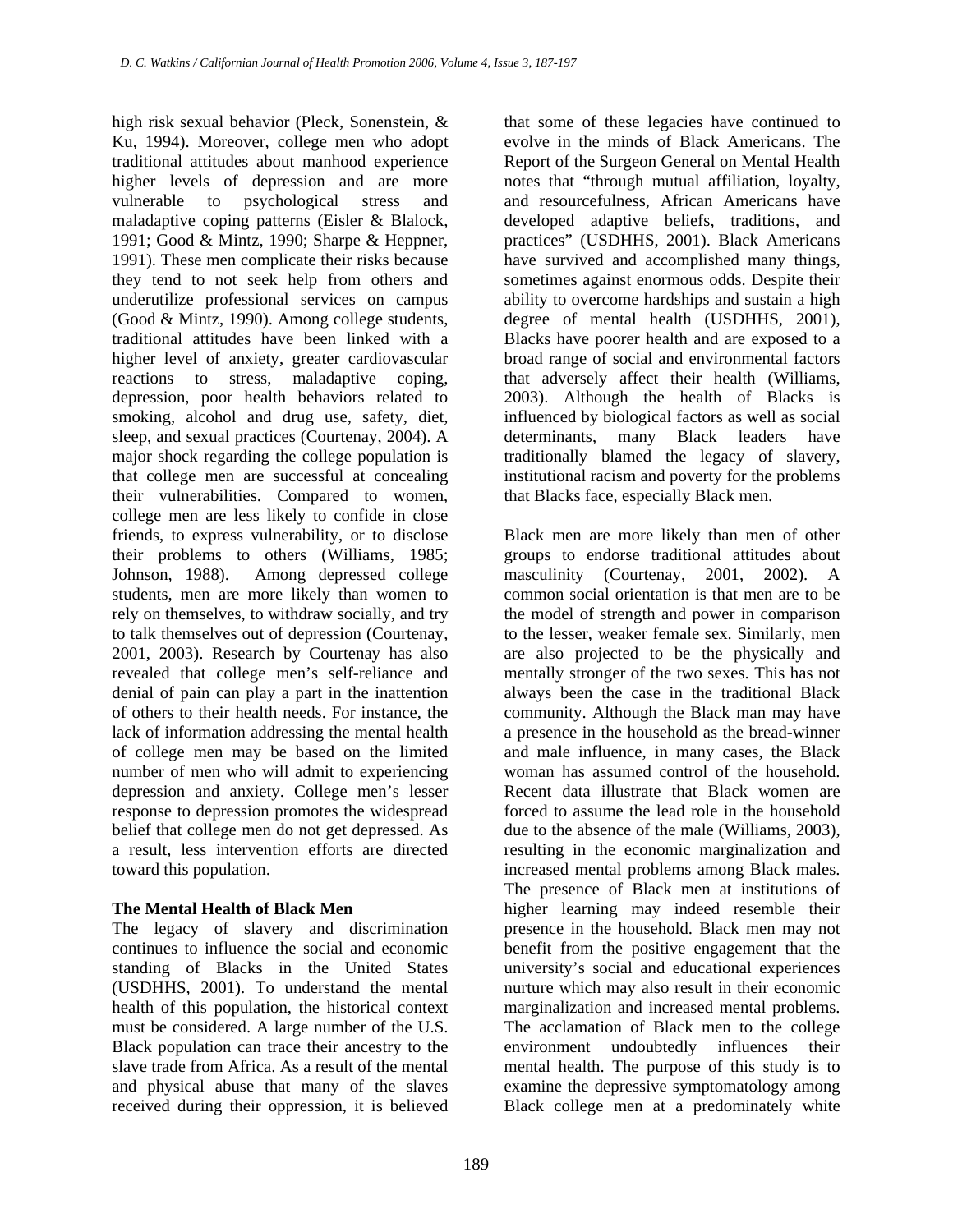high risk sexual behavior (Pleck, Sonenstein, & Ku, 1994). Moreover, college men who adopt traditional attitudes about manhood experience higher levels of depression and are more vulnerable to psychological stress and maladaptive coping patterns (Eisler & Blalock, 1991; Good & Mintz, 1990; Sharpe & Heppner, 1991). These men complicate their risks because they tend to not seek help from others and underutilize professional services on campus (Good & Mintz, 1990). Among college students, traditional attitudes have been linked with a higher level of anxiety, greater cardiovascular reactions to stress, maladaptive coping, depression, poor health behaviors related to smoking, alcohol and drug use, safety, diet, sleep, and sexual practices (Courtenay, 2004). A major shock regarding the college population is that college men are successful at concealing their vulnerabilities. Compared to women, college men are less likely to confide in close friends, to express vulnerability, or to disclose their problems to others (Williams, 1985; Johnson, 1988). Among depressed college students, men are more likely than women to rely on themselves, to withdraw socially, and try to talk themselves out of depression (Courtenay, 2001, 2003). Research by Courtenay has also revealed that college men's self-reliance and denial of pain can play a part in the inattention of others to their health needs. For instance, the lack of information addressing the mental health of college men may be based on the limited number of men who will admit to experiencing depression and anxiety. College men's lesser response to depression promotes the widespread belief that college men do not get depressed. As a result, less intervention efforts are directed toward this population.

**The Mental Health of Black Men**

The legacy of slavery and discrimination continues to influence the social and economic standing of Blacks in the United States (USDHHS, 2001). To understand the mental health of this population, the historical context must be considered. A large number of the U.S. Black population can trace their ancestry to the slave trade from Africa. As a result of the mental and physical abuse that many of the slaves received during their oppression, it is believed that some of these legacies have continued to evolve in the minds of Black Americans. The Report of the Surgeon General on Mental Health notes that "through mutual affiliation, loyalty, and resourcefulness, African Americans have developed adaptive beliefs, traditions, and practices" (USDHHS, 2001). Black Americans have survived and accomplished many things, sometimes against enormous odds. Despite their ability to overcome hardships and sustain a high degree of mental health (USDHHS, 2001), Blacks have poorer health and are exposed to a broad range of social and environmental factors that adversely affect their health (Williams, 2003). Although the health of Blacks is influenced by biological factors as well as social determinants, many Black leaders have traditionally blamed the legacy of slavery, institutional racism and poverty for the problems that Blacks face, especially Black men.

Black men are more likely than men of other groups to endorse traditional attitudes about masculinity (Courtenay, 2001, 2002). A common social orientation is that men are to be the model of strength and power in comparison to the lesser, weaker female sex. Similarly, men are also projected to be the physically and mentally stronger of the two sexes. This has not always been the case in the traditional Black community. Although the Black man may have a presence in the household as the bread-winner and male influence, in many cases, the Black woman has assumed control of the household. Recent data illustrate that Black women are forced to assume the lead role in the household due to the absence of the male (Williams, 2003), resulting in the economic marginalization and increased mental problems among Black males. The presence of Black men at institutions of higher learning may indeed resemble their presence in the household. Black men may not benefit from the positive engagement that the university's social and educational experiences nurture which may also result in their economic marginalization and increased mental problems. The acclamation of Black men to the college environment undoubtedly influences their mental health. The purpose of this study is to examine the depressive symptomatology among Black college men at a predominately white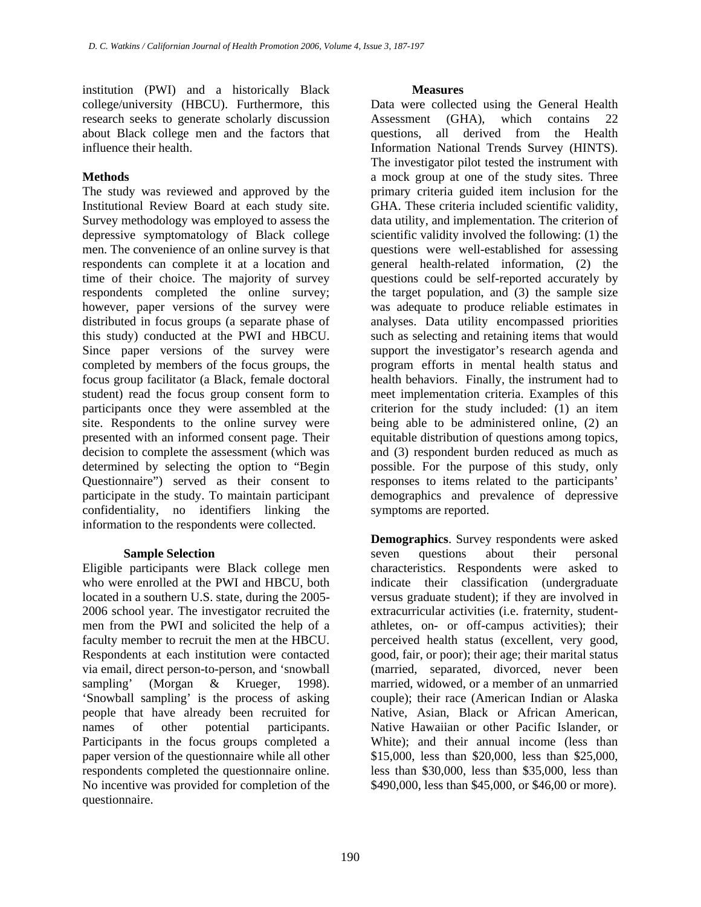institution (PWI) and a historically Black college/university (HBCU). Furthermore, this research seeks to generate scholarly discussion about Black college men and the factors that influence their health.

## Methods

The study was reviewed and approved by the Institutional Review Board at each study site. Survey methodology was employed to assess the depressive symptomatology of Black college men. The convenience of an online survey is that respondents can complete it at a location and time of their choice. The majority of survey respondents completed the online survey; however, paper versions of the survey were distributed in focus groups (a separate phase of this study) conducted at the PWI and HBCU. Since paper versions of the survey were completed by members of the focus groups, the focus group facilitator (a Black, female doctoral student) read the focus group consent form to participants once they were assembled at the site. Respondents to the online survey were presented with an informed consent page. Their decision to complete the assessment (which was determined by selecting the option to "Begin Questionnaire") served as their consent to participate in the study. To maintain participant confidentiality, no identifiers linking the information to the respondents were collected.

### Sample Selection

Eligible participants were Black college men who were enrolled at the PWI and HBCU, both located in a southern U.S. state, during the 2005-2006 school year. The investigator recruited the men from the PWI and solicited the help of a faculty member to recruit the men at the HBCU. Respondents at each institution were contacted via email, direct person-to-person, and 'snowball sampling' (Morgan & Krueger, 1998). 'Snowball sampling' is the process of asking people that have already been recruited for names of other potential participants. Participants in the focus groups completed a paper version of the questionnaire while all other respondents completed the questionnaire online. No incentive was provided for completion of the questionnaire.

### Measures

Data were collected using the General Health Assessment (GHA), which contains 22 questions, all derived from the Health Information National Trends Survey (HINTS). The investigator pilot tested the instrument with a mock group at one of the study sites. Three primary criteria guided item inclusion for the GHA. These criteria included scientific validity, data utility, and implementation. The criterion of scientific validity involved the following: (1) the questions were well-established for assessing general health-related information, (2) the questions could be self-reported accurately by the target population, and (3) the sample size was adequate to produce reliable estimates in analyses. Data utility encompassed priorities such as selecting and retaining items that would support the investigator's research agenda and program efforts in mental health status and health behaviors. Finally, the instrument had to meet implementation criteria. Examples of this criterion for the study included: (1) an item being able to be administered online, (2) an equitable distribution of questions among topics, and (3) respondent burden reduced as much as possible. For the purpose of this study, only responses to items related to the participants' demographics and prevalence of depressive symptoms are reported.

**Demographics**. Survey respondents were asked seven questions about their personal characteristics. Respondents were asked to indicate their classification (undergraduate versus graduate student); if they are involved in extracurricular activities (i.e. fraternity, student-athletes, on- or off-campus activities); their perceived health status (excellent, very good, good, fair, or poor); their age; their marital status (married, separated, divorced, never been married, widowed, or a member of an unmarried couple); their race (American Indian or Alaska Native, Asian, Black or African American, Native Hawaiian or other Pacific Islander, or White); and their annual income (less than $15,000, less than $20,000, less than $25,000, less than $30,000, less than $35,000, less than $490,000, less than $45,000, or $46,00 or more).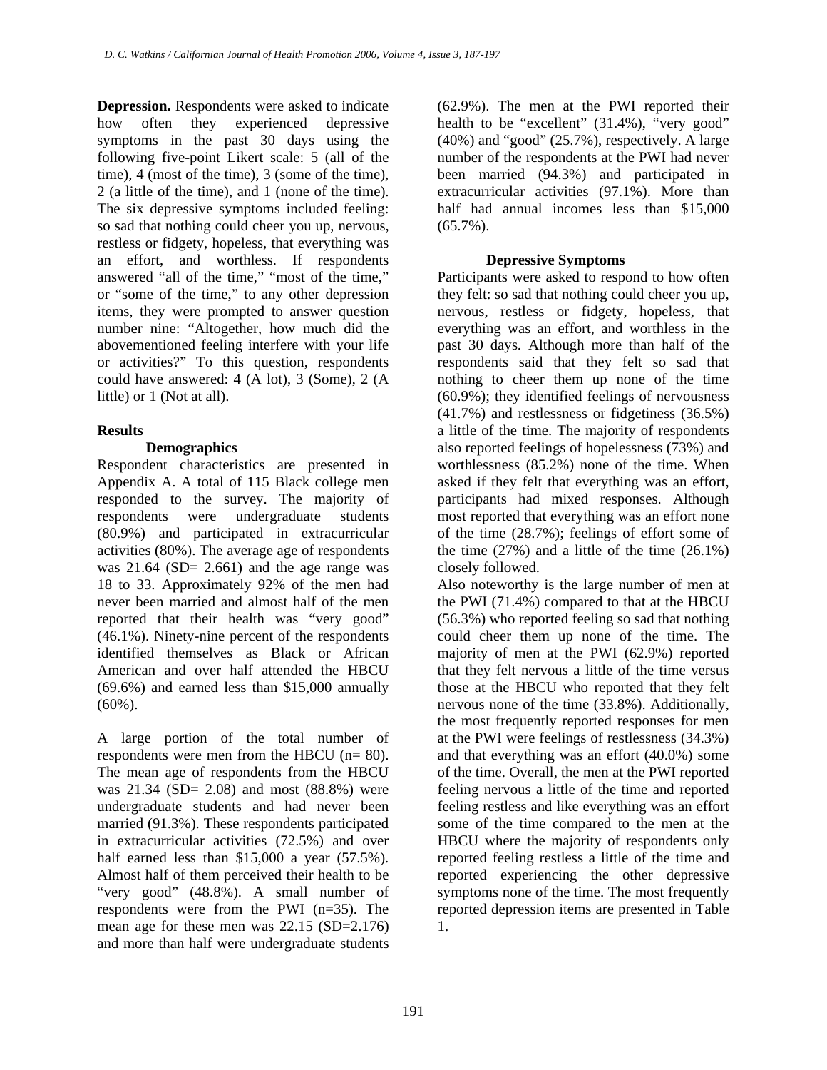**Depression.** Respondents were asked to indicate how often they experienced depressive symptoms in the past 30 days using the following five-point Likert scale: 5 (all of the time), 4 (most of the time), 3 (some of the time), 2 (a little of the time), and 1 (none of the time). The six depressive symptoms included feeling: so sad that nothing could cheer you up, nervous, restless or fidgety, hopeless, that everything was an effort, and worthless. If respondents answered "all of the time," "most of the time," or "some of the time," to any other depression items, they were prompted to answer question number nine: "Altogether, how much did the abovementioned feeling interfere with your life or activities?" To this question, respondents could have answered: 4 (A lot), 3 (Some), 2 (A little) or 1 (Not at all).

## Results

### Demographics

Respondent characteristics are presented in Appendix A. A total of 115 Black college men responded to the survey. The majority of respondents were undergraduate students (80.9%) and participated in extracurricular activities (80%). The average age of respondents was 21.64 (SD= 2.661) and the age range was 18 to 33. Approximately 92% of the men had never been married and almost half of the men reported that their health was "very good" (46.1%). Ninety-nine percent of the respondents identified themselves as Black or African American and over half attended the HBCU (69.6%) and earned less than $15,000 annually (60%).

A large portion of the total number of respondents were men from the HBCU (n= 80). The mean age of respondents from the HBCU was 21.34 (SD= 2.08) and most (88.8%) were undergraduate students and had never been married (91.3%). These respondents participated in extracurricular activities (72.5%) and over half earned less than $15,000 a year (57.5%). Almost half of them perceived their health to be "very good" (48.8%). A small number of respondents were from the PWI (n=35). The mean age for these men was 22.15 (SD=2.176) and more than half were undergraduate students (62.9%). The men at the PWI reported their health to be "excellent" (31.4%), "very good" (40%) and "good" (25.7%), respectively. A large number of the respondents at the PWI had never been married (94.3%) and participated in extracurricular activities (97.1%). More than half had annual incomes less than $15,000 (65.7%).

### Depressive Symptoms

Participants were asked to respond to how often they felt: so sad that nothing could cheer you up, nervous, restless or fidgety, hopeless, that everything was an effort, and worthless in the past 30 days. Although more than half of the respondents said that they felt so sad that nothing to cheer them up none of the time (60.9%); they identified feelings of nervousness (41.7%) and restlessness or fidgetiness (36.5%) a little of the time. The majority of respondents also reported feelings of hopelessness (73%) and worthlessness (85.2%) none of the time. When asked if they felt that everything was an effort, participants had mixed responses. Although most reported that everything was an effort none of the time (28.7%); feelings of effort some of the time (27%) and a little of the time (26.1%) closely followed.

Also noteworthy is the large number of men at the PWI (71.4%) compared to that at the HBCU (56.3%) who reported feeling so sad that nothing could cheer them up none of the time. The majority of men at the PWI (62.9%) reported that they felt nervous a little of the time versus those at the HBCU who reported that they felt nervous none of the time (33.8%). Additionally, the most frequently reported responses for men at the PWI were feelings of restlessness (34.3%) and that everything was an effort (40.0%) some of the time. Overall, the men at the PWI reported feeling nervous a little of the time and reported feeling restless and like everything was an effort some of the time compared to the men at the HBCU where the majority of respondents only reported feeling restless a little of the time and reported experiencing the other depressive symptoms none of the time. The most frequently reported depression items are presented in Table 1.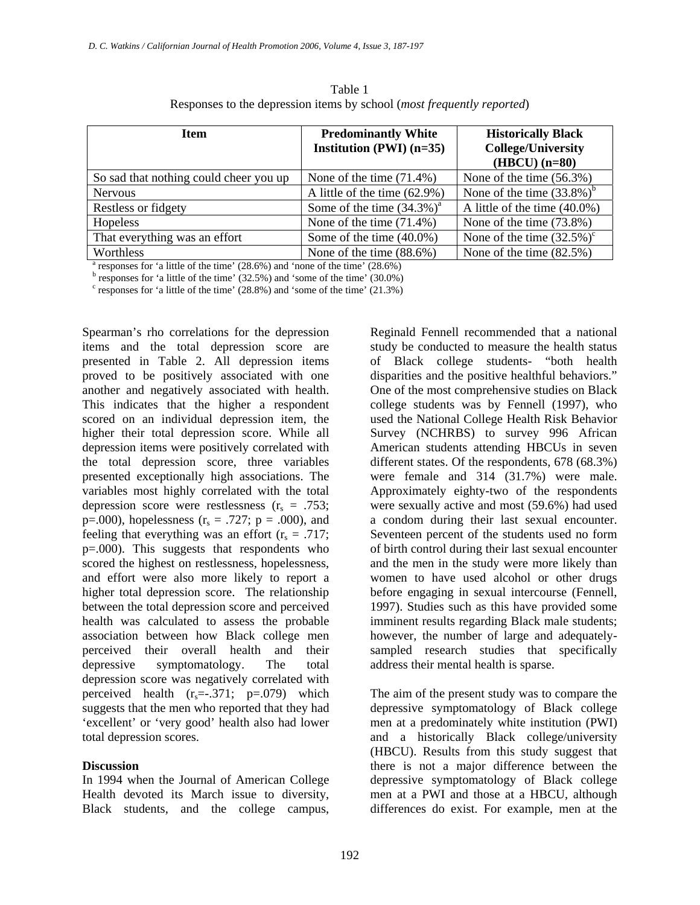Table 1
Responses to the depression items by school (*most frequently reported*)

| Item | Predominantly White Institution (PWI) (n=35) | Historically Black College/University (HBCU) (n=80) |
|---|---|---|
| So sad that nothing could cheer you up | None of the time (71.4%) | None of the time (56.3%) |
| Nervous | A little of the time (62.9%) | None of the time (33.8%)[b] |
| Restless or fidgety | Some of the time (34.3%)[a] | A little of the time (40.0%) |
| Hopeless | None of the time (71.4%) | None of the time (73.8%) |
| That everything was an effort | Some of the time (40.0%) | None of the time (32.5%)[c] |
| Worthless | None of the time (88.6%) | None of the time (82.5%) |

[a] responses for 'a little of the time' (28.6%) and 'none of the time' (28.6%)
[b] responses for 'a little of the time' (32.5%) and 'some of the time' (30.0%)
[c] responses for 'a little of the time' (28.8%) and 'some of the time' (21.3%)

Spearman's rho correlations for the depression items and the total depression score are presented in Table 2. All depression items proved to be positively associated with one another and negatively associated with health. This indicates that the higher a respondent scored on an individual depression item, the higher their total depression score. While all depression items were positively correlated with the total depression score, three variables presented exceptionally high associations. The variables most highly correlated with the total depression score were restlessness ($r_s$ = .753; p=.000), hopelessness ($r_s$ = .727; p = .000), and feeling that everything was an effort ($r_s$ = .717; p=.000). This suggests that respondents who scored the highest on restlessness, hopelessness, and effort were also more likely to report a higher total depression score. The relationship between the total depression score and perceived health was calculated to assess the probable association between how Black college men perceived their overall health and their depressive symptomatology. The total depression score was negatively correlated with perceived health ($r_s$=-.371; p=.079) which suggests that the men who reported that they had 'excellent' or 'very good' health also had lower total depression scores.

## Discussion

In 1994 when the Journal of American College Health devoted its March issue to diversity, Black students, and the college campus, Reginald Fennell recommended that a national study be conducted to measure the health status of Black college students- "both health disparities and the positive healthful behaviors." One of the most comprehensive studies on Black college students was by Fennell (1997), who used the National College Health Risk Behavior Survey (NCHRBS) to survey 996 African American students attending HBCUs in seven different states. Of the respondents, 678 (68.3%) were female and 314 (31.7%) were male. Approximately eighty-two of the respondents were sexually active and most (59.6%) had used a condom during their last sexual encounter. Seventeen percent of the students used no form of birth control during their last sexual encounter and the men in the study were more likely than women to have used alcohol or other drugs before engaging in sexual intercourse (Fennell, 1997). Studies such as this have provided some imminent results regarding Black male students; however, the number of large and adequately-sampled research studies that specifically address their mental health is sparse.

The aim of the present study was to compare the depressive symptomatology of Black college men at a predominately white institution (PWI) and a historically Black college/university (HBCU). Results from this study suggest that there is not a major difference between the depressive symptomatology of Black college men at a PWI and those at a HBCU, although differences do exist. For example, men at the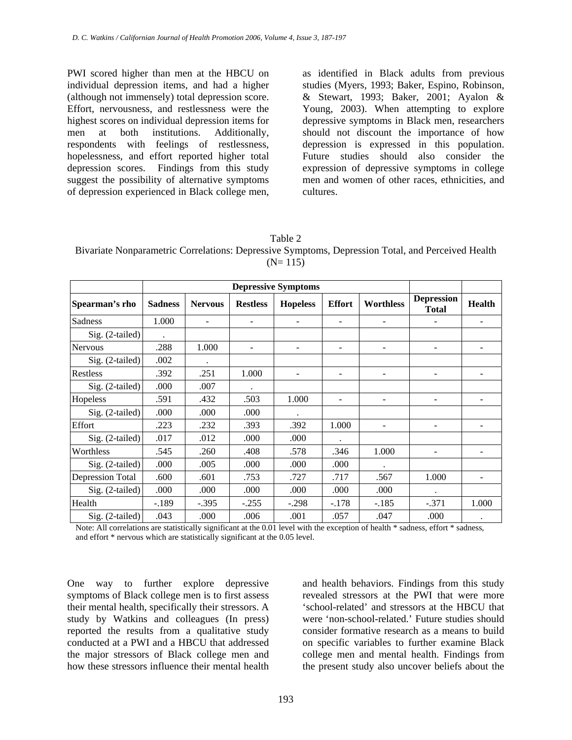PWI scored higher than men at the HBCU on individual depression items, and had a higher (although not immensely) total depression score. Effort, nervousness, and restlessness were the highest scores on individual depression items for men at both institutions. Additionally, respondents with feelings of restlessness, hopelessness, and effort reported higher total depression scores. Findings from this study suggest the possibility of alternative symptoms of depression experienced in Black college men, as identified in Black adults from previous studies (Myers, 1993; Baker, Espino, Robinson, & Stewart, 1993; Baker, 2001; Ayalon & Young, 2003). When attempting to explore depressive symptoms in Black men, researchers should not discount the importance of how depression is expressed in this population. Future studies should also consider the expression of depressive symptoms in college men and women of other races, ethnicities, and cultures.

Table 2
Bivariate Nonparametric Correlations: Depressive Symptoms, Depression Total, and Perceived Health (N= 115)

| | **Depressive Symptoms** | | | | | | | |
|---|---|---|---|---|---|---|---|---|
| **Spearman's rho** | **Sadness** | **Nervous** | **Restless** | **Hopeless** | **Effort** | **Worthless** | **Depression Total** | **Health** |
| Sadness | 1.000 | - | - | - | - | - | - | - |
| Sig. (2-tailed) | . | | | | | | | |
| Nervous | .288 | 1.000 | - | - | - | - | - | - |
| Sig. (2-tailed) | .002 | . | | | | | | |
| Restless | .392 | .251 | 1.000 | - | - | - | - | - |
| Sig. (2-tailed) | .000 | .007 | . | | | | | |
| Hopeless | .591 | .432 | .503 | 1.000 | - | - | - | - |
| Sig. (2-tailed) | .000 | .000 | .000 | . | | | | |
| Effort | .223 | .232 | .393 | .392 | 1.000 | - | - | - |
| Sig. (2-tailed) | .017 | .012 | .000 | .000 | . | | | |
| Worthless | .545 | .260 | .408 | .578 | .346 | 1.000 | - | - |
| Sig. (2-tailed) | .000 | .005 | .000 | .000 | .000 | . | | |
| Depression Total | .600 | .601 | .753 | .727 | .717 | .567 | 1.000 | - |
| Sig. (2-tailed) | .000 | .000 | .000 | .000 | .000 | .000 | . | |
| Health | -.189 | -.395 | -.255 | -.298 | -.178 | -.185 | -.371 | 1.000 |
| Sig. (2-tailed) | .043 | .000 | .006 | .001 | .057 | .047 | .000 | . |

Note: All correlations are statistically significant at the 0.01 level with the exception of health * sadness, effort * sadness, and effort * nervous which are statistically significant at the 0.05 level.

One way to further explore depressive symptoms of Black college men is to first assess their mental health, specifically their stressors. A study by Watkins and colleagues (In press) reported the results from a qualitative study conducted at a PWI and a HBCU that addressed the major stressors of Black college men and how these stressors influence their mental health and health behaviors. Findings from this study revealed stressors at the PWI that were more 'school-related' and stressors at the HBCU that were 'non-school-related.' Future studies should consider formative research as a means to build on specific variables to further examine Black college men and mental health. Findings from the present study also uncover beliefs about the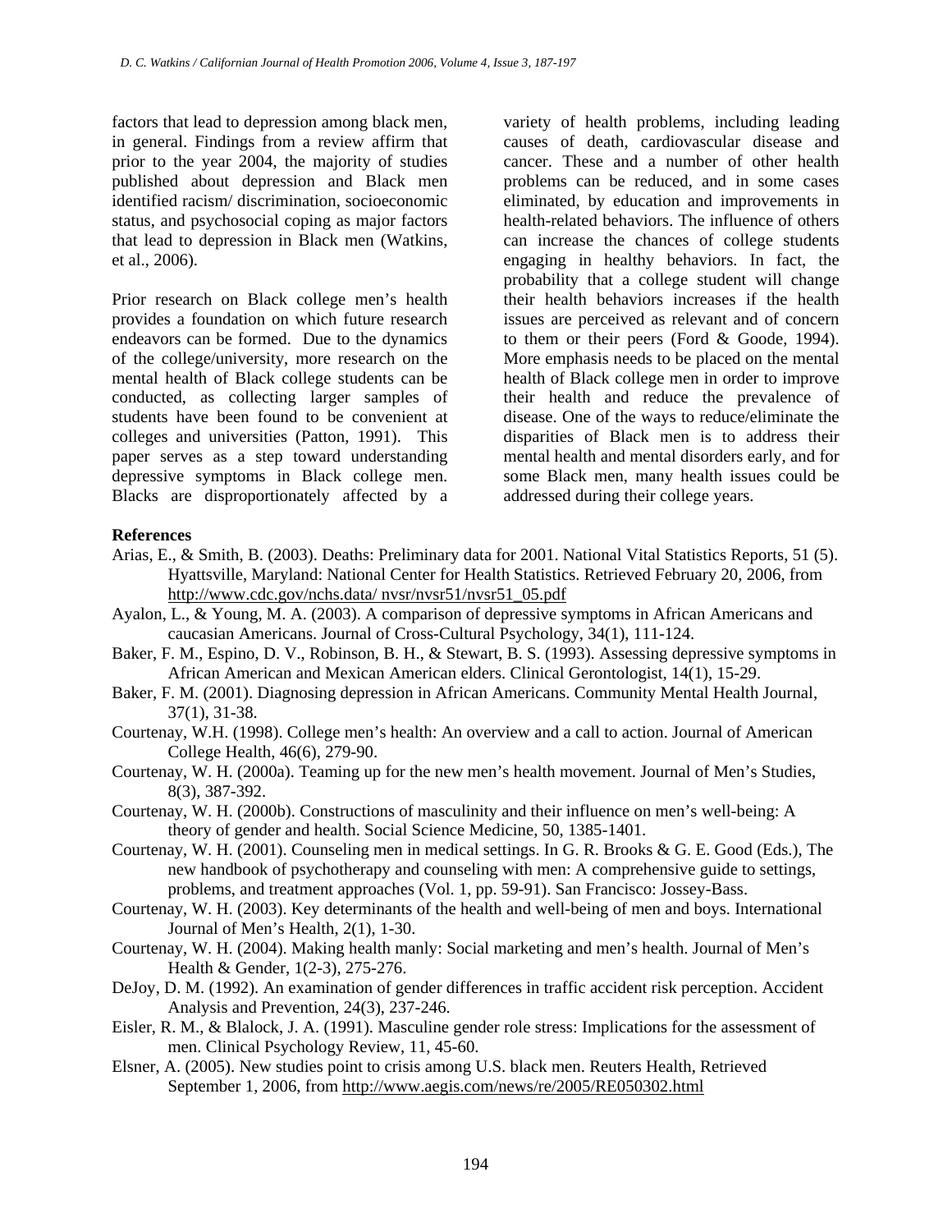factors that lead to depression among black men, in general. Findings from a review affirm that prior to the year 2004, the majority of studies published about depression and Black men identified racism/ discrimination, socioeconomic status, and psychosocial coping as major factors that lead to depression in Black men (Watkins, et al., 2006).

Prior research on Black college men's health provides a foundation on which future research endeavors can be formed. Due to the dynamics of the college/university, more research on the mental health of Black college students can be conducted, as collecting larger samples of students have been found to be convenient at colleges and universities (Patton, 1991). This paper serves as a step toward understanding depressive symptoms in Black college men. Blacks are disproportionately affected by a variety of health problems, including leading causes of death, cardiovascular disease and cancer. These and a number of other health problems can be reduced, and in some cases eliminated, by education and improvements in health-related behaviors. The influence of others can increase the chances of college students engaging in healthy behaviors. In fact, the probability that a college student will change their health behaviors increases if the health issues are perceived as relevant and of concern to them or their peers (Ford & Goode, 1994). More emphasis needs to be placed on the mental health of Black college men in order to improve their health and reduce the prevalence of disease. One of the ways to reduce/eliminate the disparities of Black men is to address their mental health and mental disorders early, and for some Black men, many health issues could be addressed during their college years.

**References**

Arias, E., & Smith, B. (2003). Deaths: Preliminary data for 2001. National Vital Statistics Reports, 51 (5). Hyattsville, Maryland: National Center for Health Statistics. Retrieved February 20, 2006, from http://www.cdc.gov/nchs.data/ nvsr/nvsr51/nvsr51_05.pdf

Ayalon, L., & Young, M. A. (2003). A comparison of depressive symptoms in African Americans and caucasian Americans. Journal of Cross-Cultural Psychology, 34(1), 111-124.

Baker, F. M., Espino, D. V., Robinson, B. H., & Stewart, B. S. (1993). Assessing depressive symptoms in African American and Mexican American elders. Clinical Gerontologist, 14(1), 15-29.

Baker, F. M. (2001). Diagnosing depression in African Americans. Community Mental Health Journal, 37(1), 31-38.

Courtenay, W.H. (1998). College men's health: An overview and a call to action. Journal of American College Health, 46(6), 279-90.

Courtenay, W. H. (2000a). Teaming up for the new men's health movement. Journal of Men's Studies, 8(3), 387-392.

Courtenay, W. H. (2000b). Constructions of masculinity and their influence on men's well-being: A theory of gender and health. Social Science Medicine, 50, 1385-1401.

Courtenay, W. H. (2001). Counseling men in medical settings. In G. R. Brooks & G. E. Good (Eds.), The new handbook of psychotherapy and counseling with men: A comprehensive guide to settings, problems, and treatment approaches (Vol. 1, pp. 59-91). San Francisco: Jossey-Bass.

Courtenay, W. H. (2003). Key determinants of the health and well-being of men and boys. International Journal of Men's Health, 2(1), 1-30.

Courtenay, W. H. (2004). Making health manly: Social marketing and men's health. Journal of Men's Health & Gender, 1(2-3), 275-276.

DeJoy, D. M. (1992). An examination of gender differences in traffic accident risk perception. Accident Analysis and Prevention, 24(3), 237-246.

Eisler, R. M., & Blalock, J. A. (1991). Masculine gender role stress: Implications for the assessment of men. Clinical Psychology Review, 11, 45-60.

Elsner, A. (2005). New studies point to crisis among U.S. black men. Reuters Health, Retrieved September 1, 2006, from http://www.aegis.com/news/re/2005/RE050302.html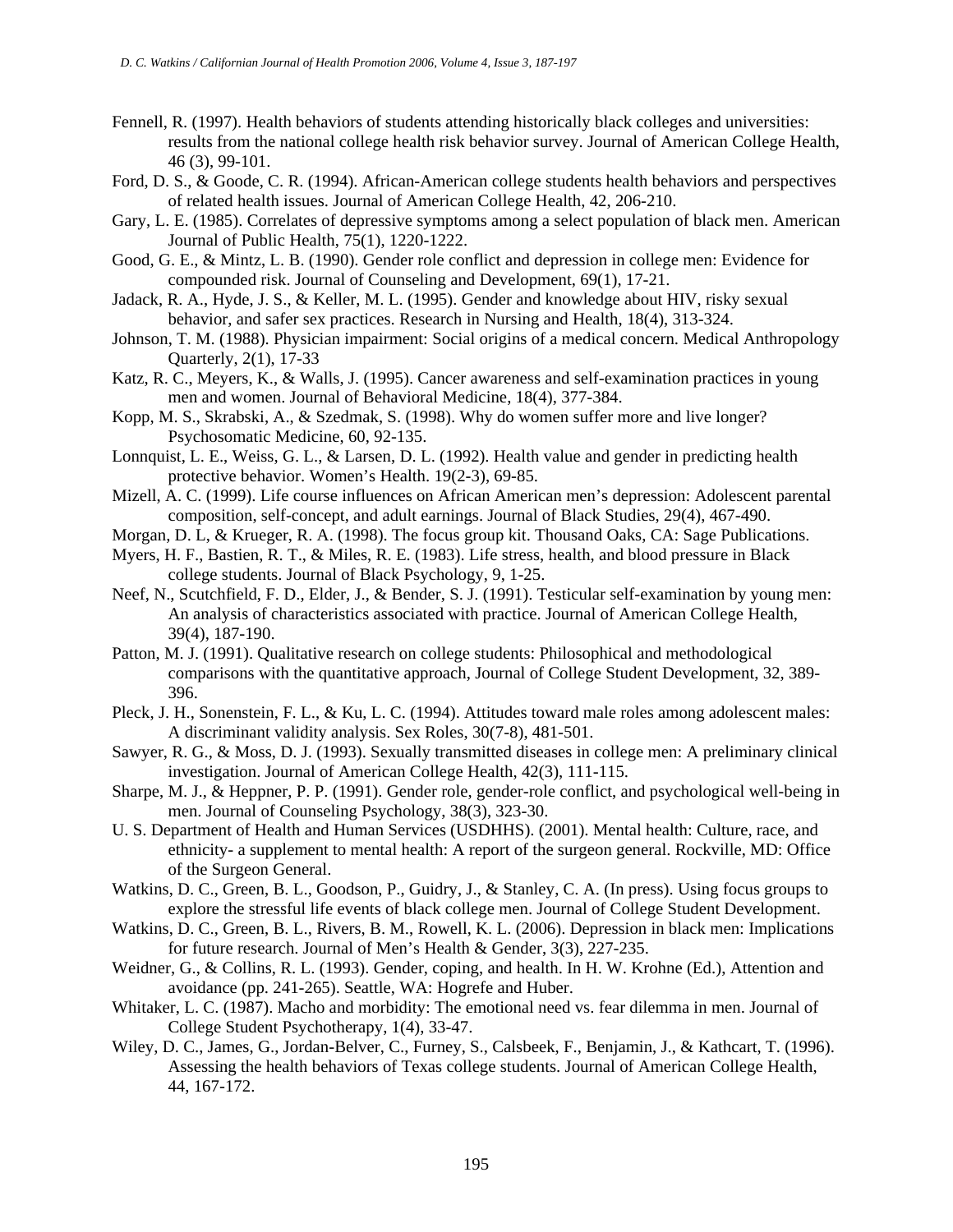Fennell, R. (1997). Health behaviors of students attending historically black colleges and universities: results from the national college health risk behavior survey. Journal of American College Health, 46 (3), 99-101.

Ford, D. S., & Goode, C. R. (1994). African-American college students health behaviors and perspectives of related health issues. Journal of American College Health, 42, 206-210.

Gary, L. E. (1985). Correlates of depressive symptoms among a select population of black men. American Journal of Public Health, 75(1), 1220-1222.

Good, G. E., & Mintz, L. B. (1990). Gender role conflict and depression in college men: Evidence for compounded risk. Journal of Counseling and Development, 69(1), 17-21.

Jadack, R. A., Hyde, J. S., & Keller, M. L. (1995). Gender and knowledge about HIV, risky sexual behavior, and safer sex practices. Research in Nursing and Health, 18(4), 313-324.

Johnson, T. M. (1988). Physician impairment: Social origins of a medical concern. Medical Anthropology Quarterly, 2(1), 17-33

Katz, R. C., Meyers, K., & Walls, J. (1995). Cancer awareness and self-examination practices in young men and women. Journal of Behavioral Medicine, 18(4), 377-384.

Kopp, M. S., Skrabski, A., & Szedmak, S. (1998). Why do women suffer more and live longer? Psychosomatic Medicine, 60, 92-135.

Lonnquist, L. E., Weiss, G. L., & Larsen, D. L. (1992). Health value and gender in predicting health protective behavior. Women's Health. 19(2-3), 69-85.

Mizell, A. C. (1999). Life course influences on African American men's depression: Adolescent parental composition, self-concept, and adult earnings. Journal of Black Studies, 29(4), 467-490.

Morgan, D. L, & Krueger, R. A. (1998). The focus group kit. Thousand Oaks, CA: Sage Publications.

Myers, H. F., Bastien, R. T., & Miles, R. E. (1983). Life stress, health, and blood pressure in Black college students. Journal of Black Psychology, 9, 1-25.

Neef, N., Scutchfield, F. D., Elder, J., & Bender, S. J. (1991). Testicular self-examination by young men: An analysis of characteristics associated with practice. Journal of American College Health, 39(4), 187-190.

Patton, M. J. (1991). Qualitative research on college students: Philosophical and methodological comparisons with the quantitative approach, Journal of College Student Development, 32, 389-396.

Pleck, J. H., Sonenstein, F. L., & Ku, L. C. (1994). Attitudes toward male roles among adolescent males: A discriminant validity analysis. Sex Roles, 30(7-8), 481-501.

Sawyer, R. G., & Moss, D. J. (1993). Sexually transmitted diseases in college men: A preliminary clinical investigation. Journal of American College Health, 42(3), 111-115.

Sharpe, M. J., & Heppner, P. P. (1991). Gender role, gender-role conflict, and psychological well-being in men. Journal of Counseling Psychology, 38(3), 323-30.

U. S. Department of Health and Human Services (USDHHS). (2001). Mental health: Culture, race, and ethnicity- a supplement to mental health: A report of the surgeon general. Rockville, MD: Office of the Surgeon General.

Watkins, D. C., Green, B. L., Goodson, P., Guidry, J., & Stanley, C. A. (In press). Using focus groups to explore the stressful life events of black college men. Journal of College Student Development.

Watkins, D. C., Green, B. L., Rivers, B. M., Rowell, K. L. (2006). Depression in black men: Implications for future research. Journal of Men's Health & Gender, 3(3), 227-235.

Weidner, G., & Collins, R. L. (1993). Gender, coping, and health. In H. W. Krohne (Ed.), Attention and avoidance (pp. 241-265). Seattle, WA: Hogrefe and Huber.

Whitaker, L. C. (1987). Macho and morbidity: The emotional need vs. fear dilemma in men. Journal of College Student Psychotherapy, 1(4), 33-47.

Wiley, D. C., James, G., Jordan-Belver, C., Furney, S., Calsbeek, F., Benjamin, J., & Kathcart, T. (1996). Assessing the health behaviors of Texas college students. Journal of American College Health, 44, 167-172.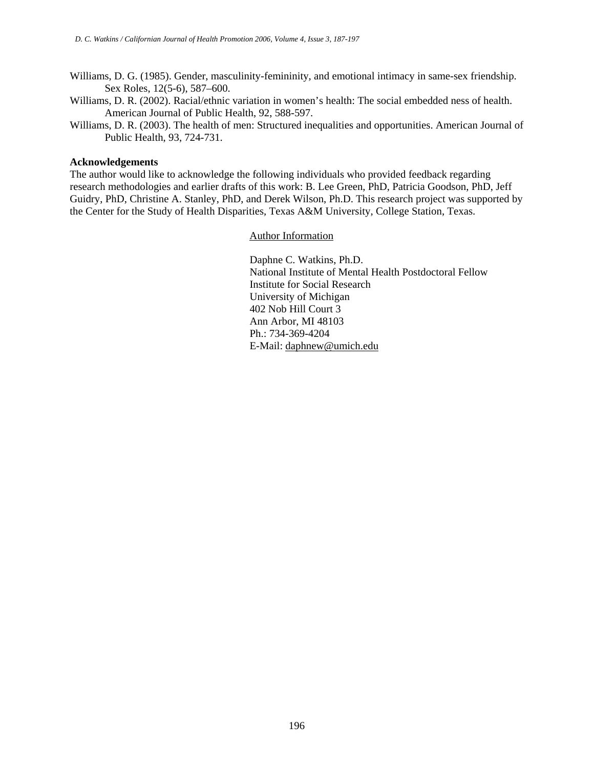Williams, D. G. (1985). Gender, masculinity-femininity, and emotional intimacy in same-sex friendship. Sex Roles, 12(5-6), 587–600.

Williams, D. R. (2002). Racial/ethnic variation in women's health: The social embedded ness of health. American Journal of Public Health, 92, 588-597.

Williams, D. R. (2003). The health of men: Structured inequalities and opportunities. American Journal of Public Health, 93, 724-731.

**Acknowledgements**

The author would like to acknowledge the following individuals who provided feedback regarding research methodologies and earlier drafts of this work: B. Lee Green, PhD, Patricia Goodson, PhD, Jeff Guidry, PhD, Christine A. Stanley, PhD, and Derek Wilson, Ph.D. This research project was supported by the Center for the Study of Health Disparities, Texas A&M University, College Station, Texas.

Author Information

Daphne C. Watkins, Ph.D.
National Institute of Mental Health Postdoctoral Fellow
Institute for Social Research
University of Michigan
402 Nob Hill Court 3
Ann Arbor, MI 48103
Ph.: 734-369-4204
E-Mail: daphnew@umich.edu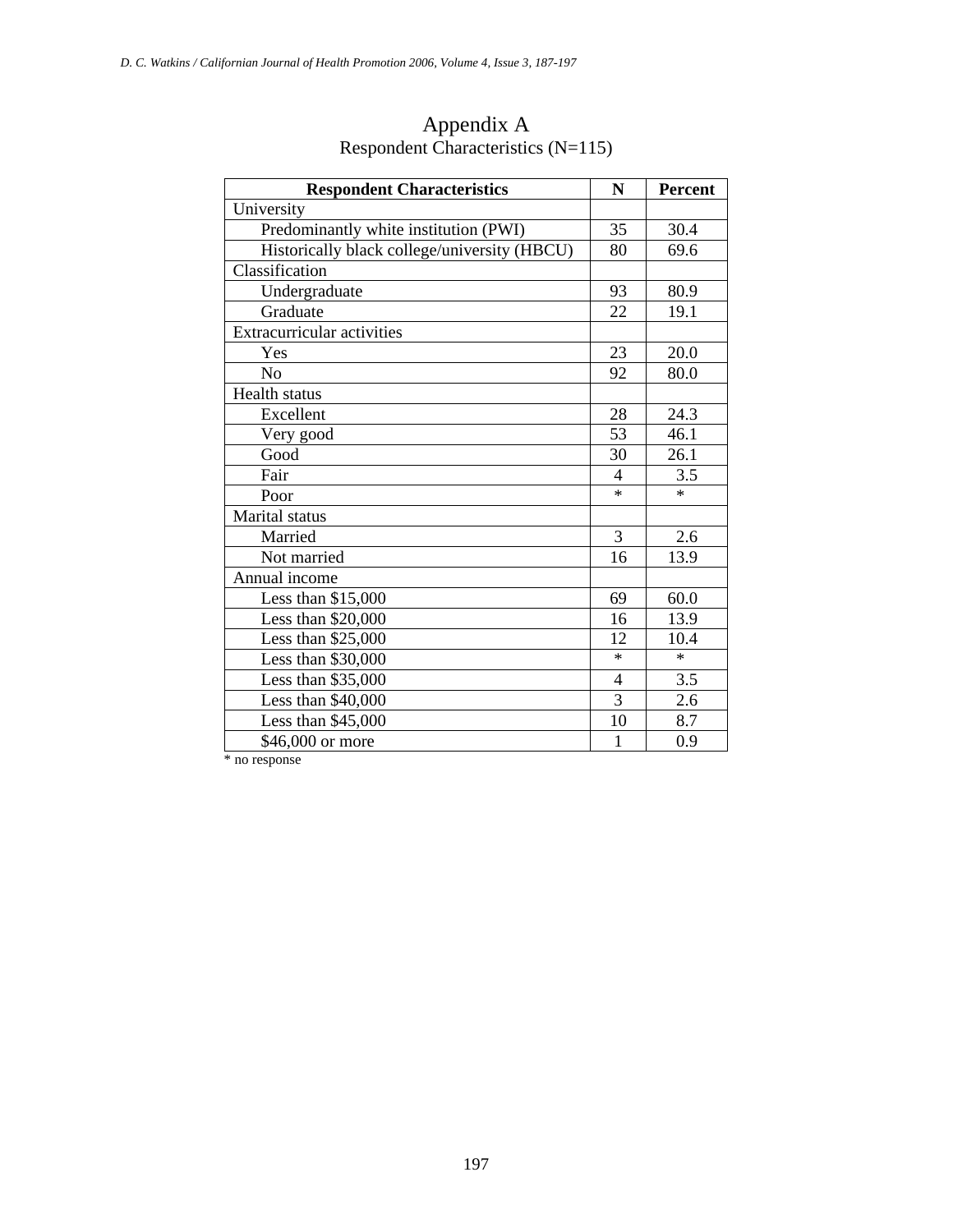# Appendix A

Respondent Characteristics (N=115)

| Respondent Characteristics | N | Percent |
|---|---|---|
| University | | |
| Predominantly white institution (PWI) | 35 | 30.4 |
| Historically black college/university (HBCU) | 80 | 69.6 |
| Classification | | |
| Undergraduate | 93 | 80.9 |
| Graduate | 22 | 19.1 |
| Extracurricular activities | | |
| Yes | 23 | 20.0 |
| No | 92 | 80.0 |
| Health status | | |
| Excellent | 28 | 24.3 |
| Very good | 53 | 46.1 |
| Good | 30 | 26.1 |
| Fair | 4 | 3.5 |
| Poor | * | * |
| Marital status | | |
| Married | 3 | 2.6 |
| Not married | 16 | 13.9 |
| Annual income | | |
| Less than $15,000 | 69 | 60.0 |
| Less than $20,000 | 16 | 13.9 |
| Less than $25,000 | 12 | 10.4 |
| Less than $30,000 | * | * |
| Less than $35,000 | 4 | 3.5 |
| Less than $40,000 | 3 | 2.6 |
| Less than $45,000 | 10 | 8.7 |
| $46,000 or more | 1 | 0.9 |

* no response